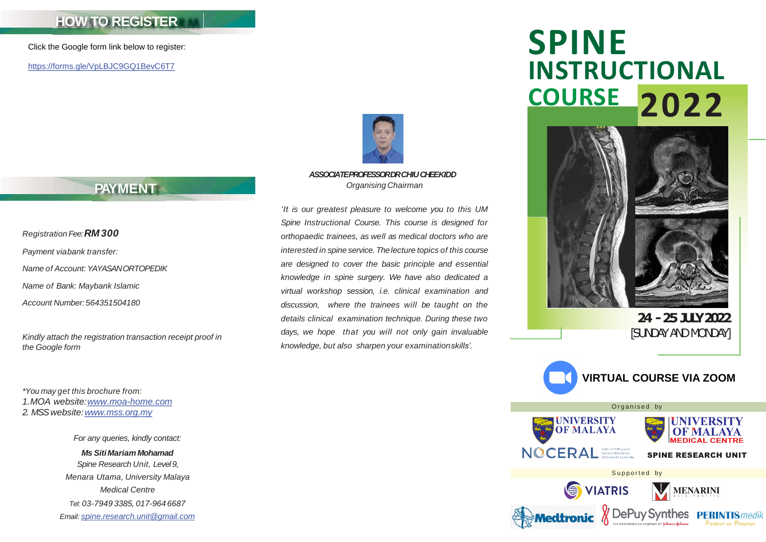## HOW TO REGISTER

Click the Google form link below to register:

https://forms.gle/VpLBJC9GQ1BevC6T7

## PAYMENT

*Registration Fee:* ***RM 300***

*Payment via bank transfer:*

*Name of Account: YAYASAN ORTOPEDIK*

*Name of Bank: Maybank Islamic*

*Account Number: 564351504180*

*Kindly attach the registration transaction receipt proof in the Google form*

*\*You may get this brochure from:*
*1. MOA website: www.moa-home.com*
*2. MSS website: www.mss.org.my*

*For any queries, kindly contact:*

***Ms Siti Mariam Mohamad***
*Spine Research Unit, Level 9,*
*Menara Utama, University Malaya*
*Medical Centre*
*Tel: 03-7949 3385, 017-964 6687*
*Email: spine.research.unit@gmail.com*

***ASSOCIATE PROFESSOR DR CHIU CHEE KIDD***
*Organising Chairman*

*'It is our greatest pleasure to welcome you to this UM Spine Instructional Course. This course is designed for orthopaedic trainees, as well as medical doctors who are interested in spine service. The lecture topics of this course are designed to cover the basic principle and essential knowledge in spine surgery. We have also dedicated a virtual workshop session, i.e. clinical examination and discussion, where the trainees will be taught on the details clinical examination technique. During these two days, we hope that you will not only gain invaluable knowledge, but also sharpen your examination skills'.*

# SPINE INSTRUCTIONAL COURSE 2022

**24 - 25 JULY 2022**
[SUNDAY AND MONDAY]

**VIRTUAL COURSE VIA ZOOM**

Organised by

UNIVERSITY OF MALAYA

UNIVERSITY OF MALAYA MEDICAL CENTRE

NOCERAL National Orthopaedic Centre of Excellence for Research & Learning

SPINE RESEARCH UNIT

Supported by

VIATRIS

MENARINI ASIA-PACIFIC

Medtronic

DePuy Synthes THE ORTHOPAEDICS COMPANY OF Johnson & Johnson

PERINTIS medik Partner in Progress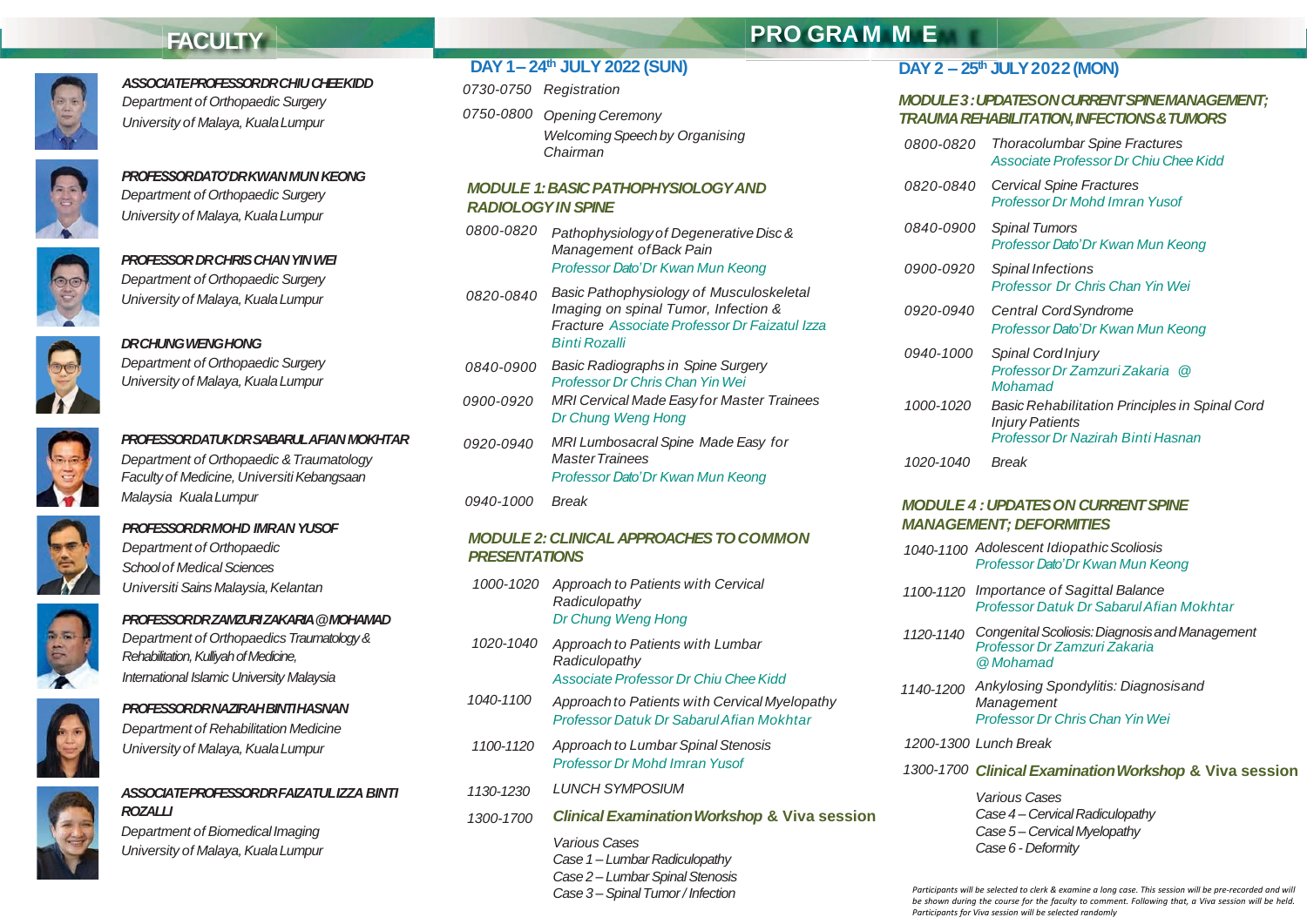## FACULTY

***ASSOCIATE PROFESSOR DR CHIU CHEE KIDD***
*Department of Orthopaedic Surgery*
*University of Malaya, Kuala Lumpur*

***PROFESSOR DATO'DR KWAN MUN KEONG***
*Department of Orthopaedic Surgery*
*University of Malaya, Kuala Lumpur*

***PROFESSOR DR CHRIS CHAN YIN WEI***
*Department of Orthopaedic Surgery*
*University of Malaya, Kuala Lumpur*

***DR CHUNG WENG HONG***
*Department of Orthopaedic Surgery*
*University of Malaya, Kuala Lumpur*

***PROFESSOR DATUK DR SABARUL AFIAN MOKHTAR***
*Department of Orthopaedic & Traumatology*
*Faculty of Medicine, Universiti Kebangsaan Malaysia Kuala Lumpur*

***PROFESSOR DR MOHD IMRAN YUSOF***
*Department of Orthopaedic*
*School of Medical Sciences*
*Universiti Sains Malaysia, Kelantan*

***PROFESSOR DR ZAMZURI ZAKARIA @ MOHAMAD***
*Department of Orthopaedics Traumatology & Rehabilitation, Kulliyah of Medicine,*
*International Islamic University Malaysia*

***PROFESSOR DR NAZIRAH BINTI HASNAN***
*Department of Rehabilitation Medicine*
*University of Malaya, Kuala Lumpur*

***ASSOCIATE PROFESSOR DR FAIZATUL IZZA BINTI ROZALLI***
*Department of Biomedical Imaging*
*University of Malaya, Kuala Lumpur*

## PROGRAMME

### DAY 1 – 24th JULY 2022 (SUN)

| | |
|---|---|
| *0730-0750* | *Registration* |
| *0750-0800* | *Opening Ceremony*<br>*Welcoming Speech by Organising Chairman* |

***MODULE 1: BASIC PATHOPHYSIOLOGY AND RADIOLOGY IN SPINE***

| | |
|---|---|
| *0800-0820* | *Pathophysiology of Degenerative Disc & Management of Back Pain*<br>*Professor Dato'Dr Kwan Mun Keong* |
| *0820-0840* | *Basic Pathophysiology of Musculoskeletal Imaging on spinal Tumor, Infection & Fracture Associate Professor Dr Faizatul Izza Binti Rozalli* |
| *0840-0900* | *Basic Radiographs in Spine Surgery*<br>*Professor Dr Chris Chan Yin Wei* |
| *0900-0920* | *MRI Cervical Made Easy for Master Trainees*<br>*Dr Chung Weng Hong* |
| *0920-0940* | *MRI Lumbosacral Spine Made Easy for Master Trainees*<br>*Professor Dato'Dr Kwan Mun Keong* |
| *0940-1000* | *Break* |

***MODULE 2: CLINICAL APPROACHES TO COMMON PRESENTATIONS***

| | |
|---|---|
| *1000-1020* | *Approach to Patients with Cervical Radiculopathy*<br>*Dr Chung Weng Hong* |
| *1020-1040* | *Approach to Patients with Lumbar Radiculopathy*<br>*Associate Professor Dr Chiu Chee Kidd* |
| *1040-1100* | *Approach to Patients with Cervical Myelopathy*<br>*Professor Datuk Dr Sabarul Afian Mokhtar* |
| *1100-1120* | *Approach to Lumbar Spinal Stenosis*<br>*Professor Dr Mohd Imran Yusof* |
| *1130-1230* | *LUNCH SYMPOSIUM* |
| *1300-1700* | ***Clinical Examination Workshop* & Viva session** |

*Various Cases*
*Case 1 – Lumbar Radiculopathy*
*Case 2 – Lumbar Spinal Stenosis*
*Case 3 – Spinal Tumor / Infection*

### DAY 2 – 25th JULY 2022 (MON)

***MODULE 3 : UPDATES ON CURRENT SPINE MANAGEMENT; TRAUMA REHABILITATION, INFECTIONS & TUMORS***

| | |
|---|---|
| *0800-0820* | *Thoracolumbar Spine Fractures*<br>*Associate Professor Dr Chiu Chee Kidd* |
| *0820-0840* | *Cervical Spine Fractures*<br>*Professor Dr Mohd Imran Yusof* |
| *0840-0900* | *Spinal Tumors*<br>*Professor Dato'Dr Kwan Mun Keong* |
| *0900-0920* | *Spinal Infections*<br>*Professor Dr Chris Chan Yin Wei* |
| *0920-0940* | *Central Cord Syndrome*<br>*Professor Dato'Dr Kwan Mun Keong* |
| *0940-1000* | *Spinal Cord Injury*<br>*Professor Dr Zamzuri Zakaria @ Mohamad* |
| *1000-1020* | *Basic Rehabilitation Principles in Spinal Cord Injury Patients*<br>*Professor Dr Nazirah Binti Hasnan* |
| *1020-1040* | *Break* |

***MODULE 4 : UPDATES ON CURRENT SPINE MANAGEMENT; DEFORMITIES***

| | |
|---|---|
| *1040-1100* | *Adolescent Idiopathic Scoliosis*<br>*Professor Dato'Dr Kwan Mun Keong* |
| *1100-1120* | *Importance of Sagittal Balance*<br>*Professor Datuk Dr Sabarul Afian Mokhtar* |
| *1120-1140* | *Congenital Scoliosis: Diagnosis and Management*<br>*Professor Dr Zamzuri Zakaria @ Mohamad* |
| *1140-1200* | *Ankylosing Spondylitis: Diagnosis and Management*<br>*Professor Dr Chris Chan Yin Wei* |
| *1200-1300* | *Lunch Break* |
| *1300-1700* | ***Clinical Examination Workshop* & Viva session** |

*Various Cases*
*Case 4 – Cervical Radiculopathy*
*Case 5 – Cervical Myelopathy*
*Case 6 - Deformity*

*Participants will be selected to clerk & examine a long case. This session will be pre-recorded and will be shown during the course for the faculty to comment. Following that, a Viva session will be held. Participants for Viva session will be selected randomly*